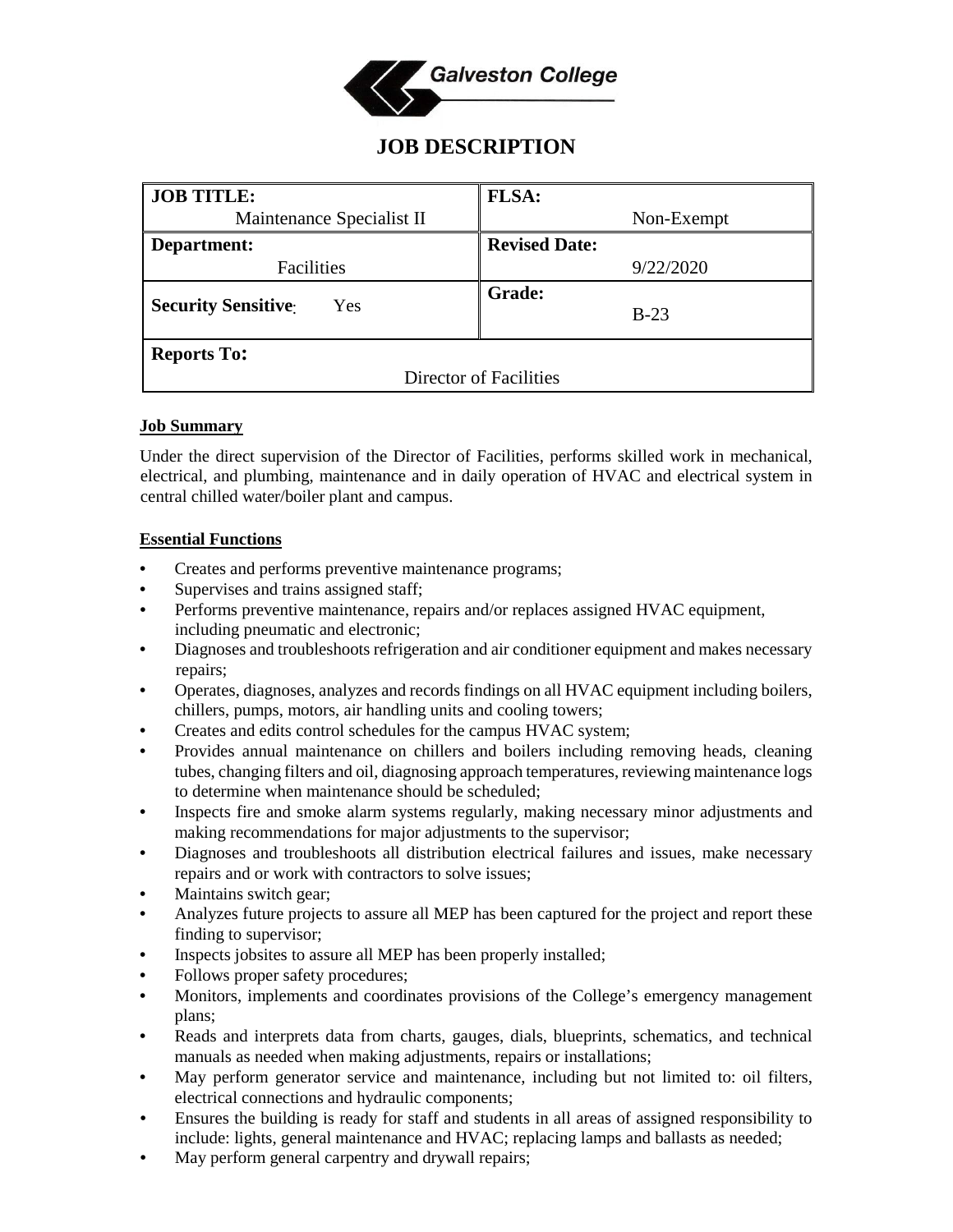Galveston College

# JOB DESCRIPTION

| JOB TITLE: Maintenance Specialist II | FLSA: Non-Exempt |
|---|---|
| **Department:** Facilities | **Revised Date:** 9/22/2020 |
| **Security Sensitive:** Yes | **Grade:** B-23 |
| **Reports To:** Director of Facilities | |

## Job Summary

Under the direct supervision of the Director of Facilities, performs skilled work in mechanical, electrical, and plumbing, maintenance and in daily operation of HVAC and electrical system in central chilled water/boiler plant and campus.

## Essential Functions

- Creates and performs preventive maintenance programs;
- Supervises and trains assigned staff;
- Performs preventive maintenance, repairs and/or replaces assigned HVAC equipment, including pneumatic and electronic;
- Diagnoses and troubleshoots refrigeration and air conditioner equipment and makes necessary repairs;
- Operates, diagnoses, analyzes and records findings on all HVAC equipment including boilers, chillers, pumps, motors, air handling units and cooling towers;
- Creates and edits control schedules for the campus HVAC system;
- Provides annual maintenance on chillers and boilers including removing heads, cleaning tubes, changing filters and oil, diagnosing approach temperatures, reviewing maintenance logs to determine when maintenance should be scheduled;
- Inspects fire and smoke alarm systems regularly, making necessary minor adjustments and making recommendations for major adjustments to the supervisor;
- Diagnoses and troubleshoots all distribution electrical failures and issues, make necessary repairs and or work with contractors to solve issues;
- Maintains switch gear;
- Analyzes future projects to assure all MEP has been captured for the project and report these finding to supervisor;
- Inspects jobsites to assure all MEP has been properly installed;
- Follows proper safety procedures;
- Monitors, implements and coordinates provisions of the College's emergency management plans;
- Reads and interprets data from charts, gauges, dials, blueprints, schematics, and technical manuals as needed when making adjustments, repairs or installations;
- May perform generator service and maintenance, including but not limited to: oil filters, electrical connections and hydraulic components;
- Ensures the building is ready for staff and students in all areas of assigned responsibility to include: lights, general maintenance and HVAC; replacing lamps and ballasts as needed;
- May perform general carpentry and drywall repairs;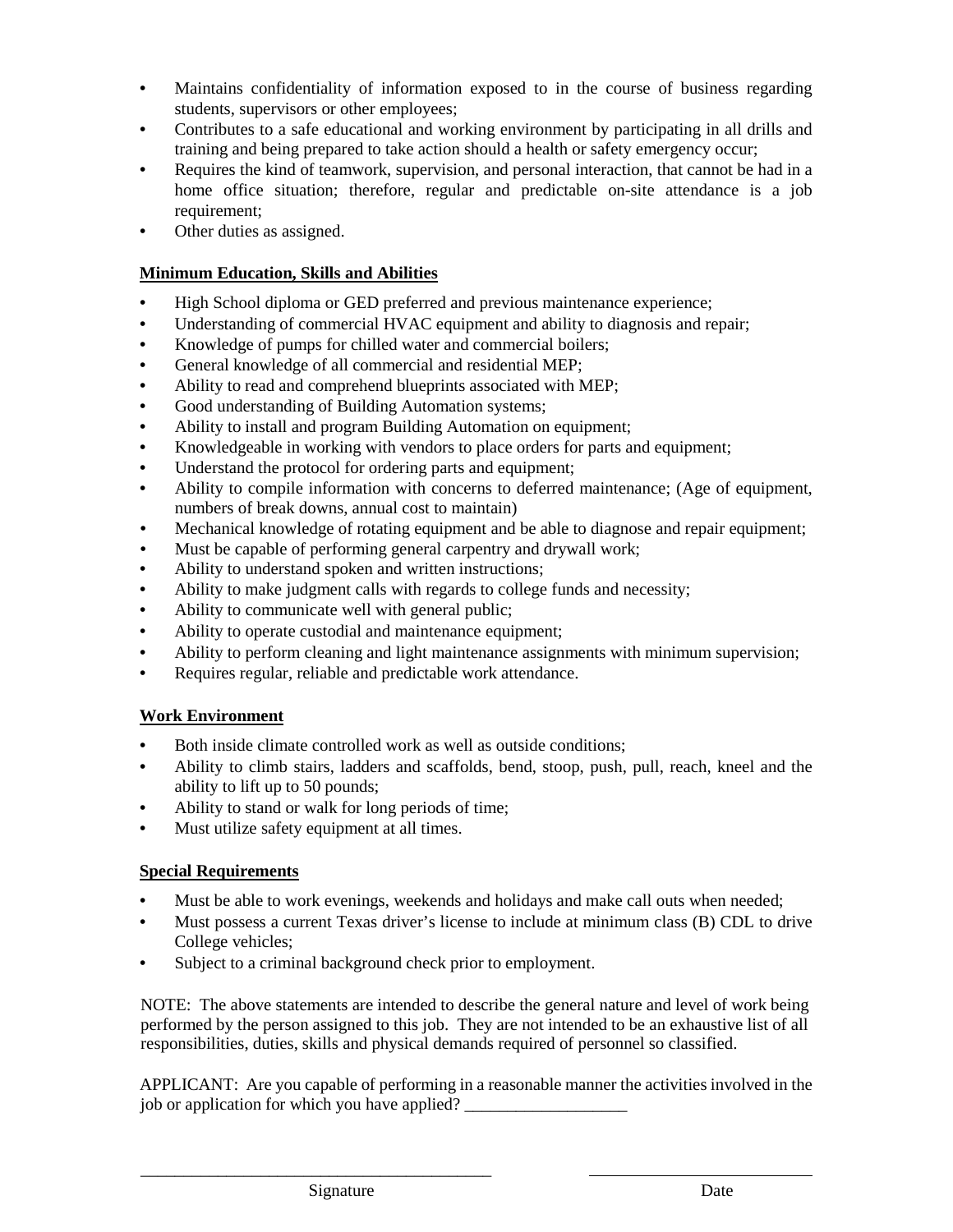- Maintains confidentiality of information exposed to in the course of business regarding students, supervisors or other employees;
- Contributes to a safe educational and working environment by participating in all drills and training and being prepared to take action should a health or safety emergency occur;
- Requires the kind of teamwork, supervision, and personal interaction, that cannot be had in a home office situation; therefore, regular and predictable on-site attendance is a job requirement;
- Other duties as assigned.

**Minimum Education, Skills and Abilities**

- High School diploma or GED preferred and previous maintenance experience;
- Understanding of commercial HVAC equipment and ability to diagnosis and repair;
- Knowledge of pumps for chilled water and commercial boilers;
- General knowledge of all commercial and residential MEP;
- Ability to read and comprehend blueprints associated with MEP;
- Good understanding of Building Automation systems;
- Ability to install and program Building Automation on equipment;
- Knowledgeable in working with vendors to place orders for parts and equipment;
- Understand the protocol for ordering parts and equipment;
- Ability to compile information with concerns to deferred maintenance; (Age of equipment, numbers of break downs, annual cost to maintain)
- Mechanical knowledge of rotating equipment and be able to diagnose and repair equipment;
- Must be capable of performing general carpentry and drywall work;
- Ability to understand spoken and written instructions;
- Ability to make judgment calls with regards to college funds and necessity;
- Ability to communicate well with general public;
- Ability to operate custodial and maintenance equipment;
- Ability to perform cleaning and light maintenance assignments with minimum supervision;
- Requires regular, reliable and predictable work attendance.

**Work Environment**

- Both inside climate controlled work as well as outside conditions;
- Ability to climb stairs, ladders and scaffolds, bend, stoop, push, pull, reach, kneel and the ability to lift up to 50 pounds;
- Ability to stand or walk for long periods of time;
- Must utilize safety equipment at all times.

**Special Requirements**

- Must be able to work evenings, weekends and holidays and make call outs when needed;
- Must possess a current Texas driver's license to include at minimum class (B) CDL to drive College vehicles;
- Subject to a criminal background check prior to employment.

NOTE: The above statements are intended to describe the general nature and level of work being performed by the person assigned to this job. They are not intended to be an exhaustive list of all responsibilities, duties, skills and physical demands required of personnel so classified.

APPLICANT: Are you capable of performing in a reasonable manner the activities involved in the job or application for which you have applied? ___________________

_________________________________________ ___________________________

Signature Date